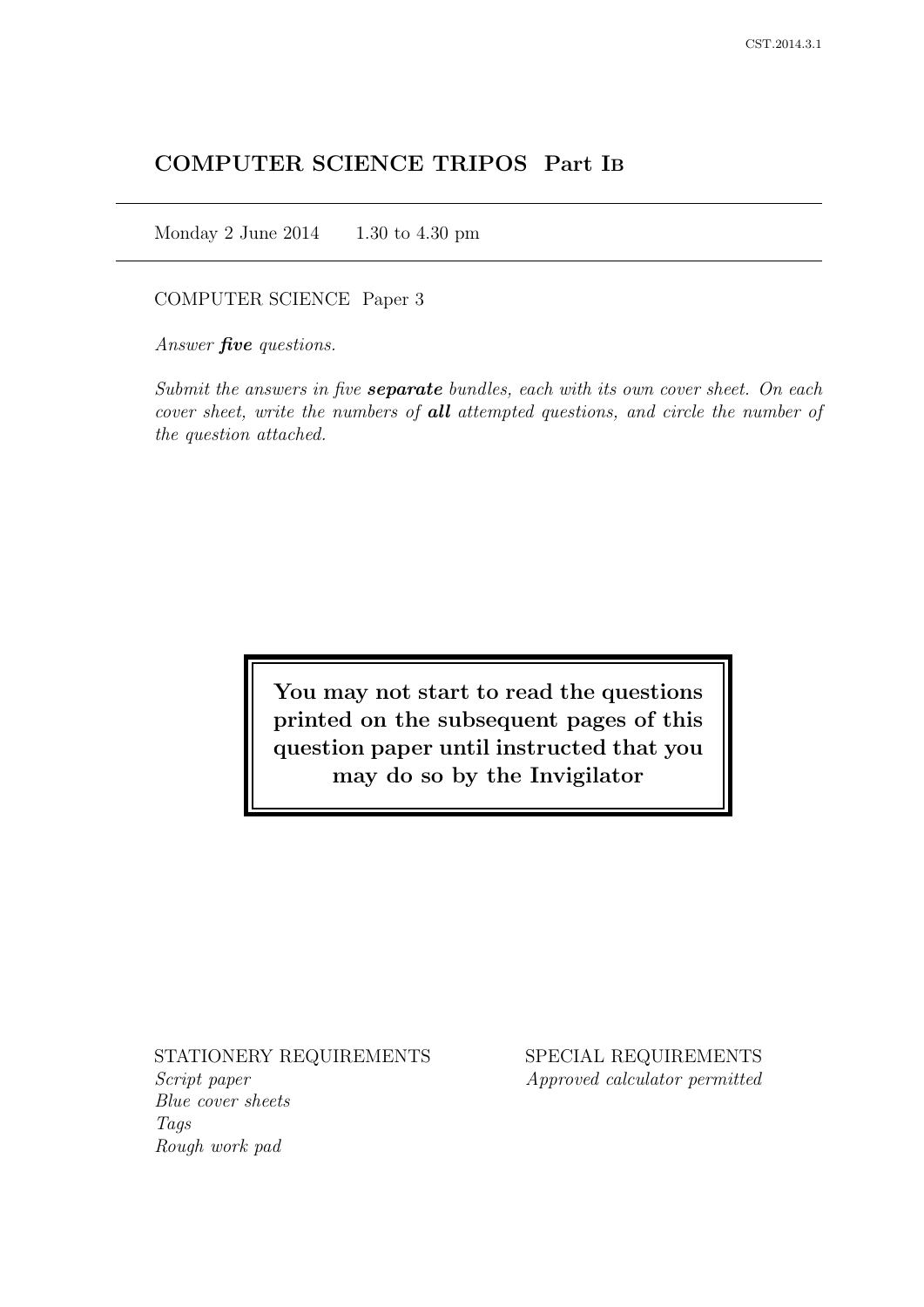# COMPUTER SCIENCE TRIPOS Part IB

Monday 2 June 2014 1.30 to 4.30 pm

COMPUTER SCIENCE Paper 3

*Answer **five** questions.*

*Submit the answers in five **separate** bundles, each with its own cover sheet. On each cover sheet, write the numbers of **all** attempted questions, and circle the number of the question attached.*

**You may not start to read the questions printed on the subsequent pages of this question paper until instructed that you may do so by the Invigilator**

STATIONERY REQUIREMENTS
*Script paper*
*Blue cover sheets*
*Tags*
*Rough work pad*

SPECIAL REQUIREMENTS
*Approved calculator permitted*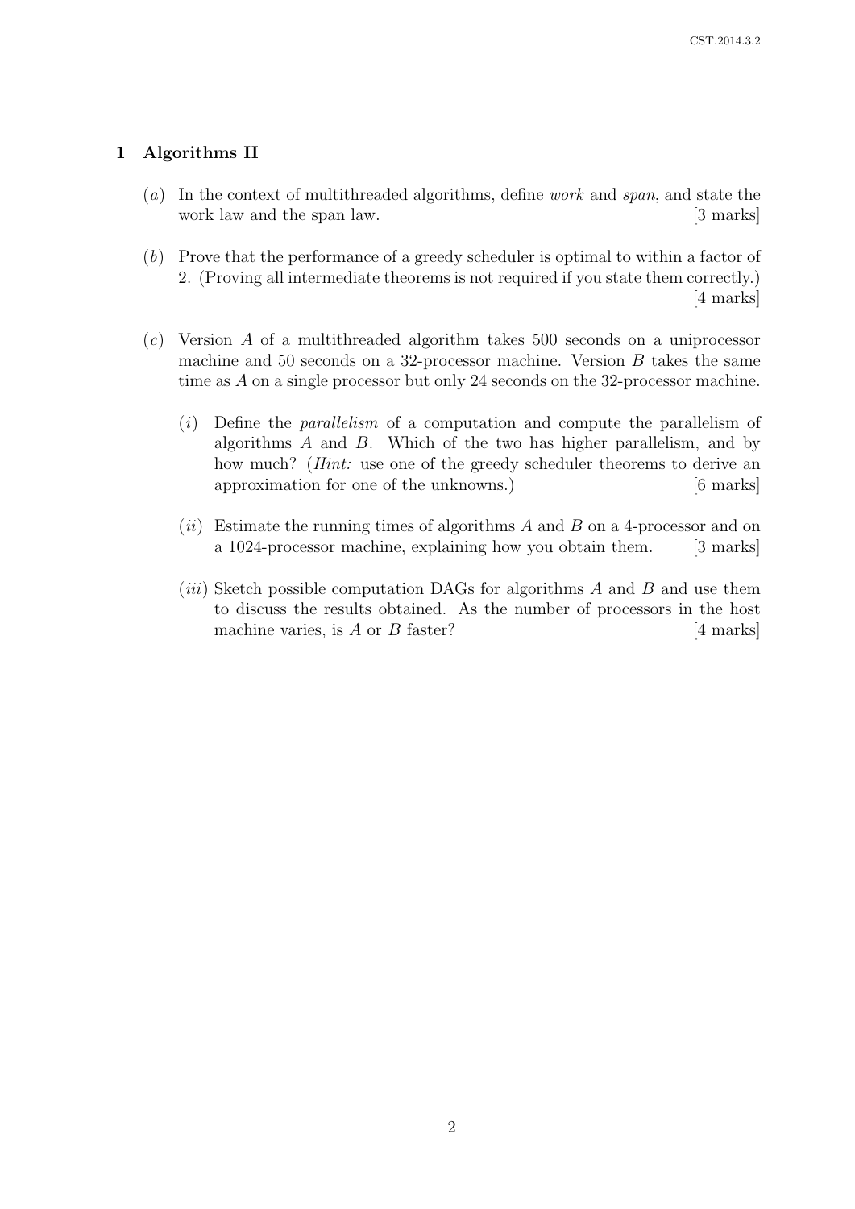## 1 Algorithms II

(*a*) In the context of multithreaded algorithms, define *work* and *span*, and state the work law and the span law. [3 marks]

(*b*) Prove that the performance of a greedy scheduler is optimal to within a factor of 2. (Proving all intermediate theorems is not required if you state them correctly.) [4 marks]

(*c*) Version $A$ of a multithreaded algorithm takes 500 seconds on a uniprocessor machine and 50 seconds on a 32-processor machine. Version $B$ takes the same time as $A$ on a single processor but only 24 seconds on the 32-processor machine.

(*i*) Define the *parallelism* of a computation and compute the parallelism of algorithms $A$ and $B$. Which of the two has higher parallelism, and by how much? (*Hint:* use one of the greedy scheduler theorems to derive an approximation for one of the unknowns.) [6 marks]

(*ii*) Estimate the running times of algorithms $A$ and $B$ on a 4-processor and on a 1024-processor machine, explaining how you obtain them. [3 marks]

(*iii*) Sketch possible computation DAGs for algorithms $A$ and $B$ and use them to discuss the results obtained. As the number of processors in the host machine varies, is $A$ or $B$ faster? [4 marks]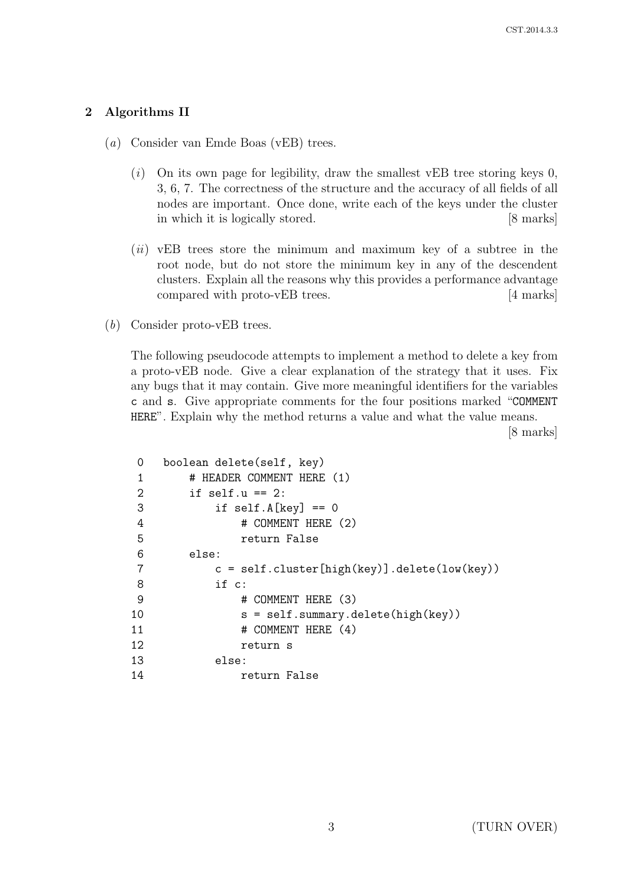## 2 Algorithms II

(*a*) Consider van Emde Boas (vEB) trees.

(*i*) On its own page for legibility, draw the smallest vEB tree storing keys 0, 3, 6, 7. The correctness of the structure and the accuracy of all fields of all nodes are important. Once done, write each of the keys under the cluster in which it is logically stored. [8 marks]

(*ii*) vEB trees store the minimum and maximum key of a subtree in the root node, but do not store the minimum key in any of the descendent clusters. Explain all the reasons why this provides a performance advantage compared with proto-vEB trees. [4 marks]

(*b*) Consider proto-vEB trees.

The following pseudocode attempts to implement a method to delete a key from a proto-vEB node. Give a clear explanation of the strategy that it uses. Fix any bugs that it may contain. Give more meaningful identifiers for the variables `c` and `s`. Give appropriate comments for the four positions marked "`COMMENT HERE`". Explain why the method returns a value and what the value means.

[8 marks]

```
 0  boolean delete(self, key)
 1      # HEADER COMMENT HERE (1)
 2      if self.u == 2:
 3          if self.A[key] == 0
 4              # COMMENT HERE (2)
 5              return False
 6      else:
 7          c = self.cluster[high(key)].delete(low(key))
 8          if c:
 9              # COMMENT HERE (3)
10              s = self.summary.delete(high(key))
11              # COMMENT HERE (4)
12              return s
13          else:
14              return False
```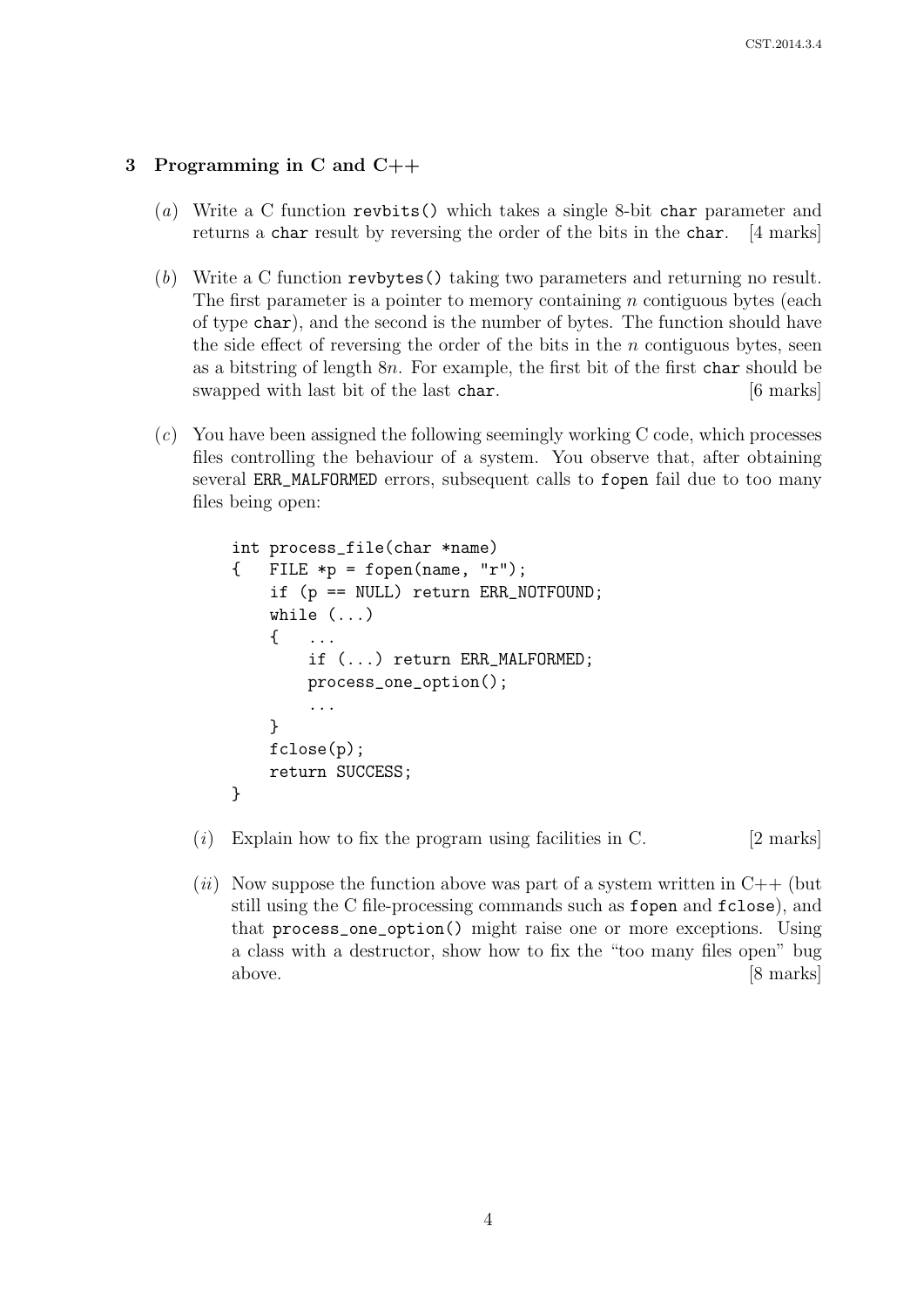## 3 Programming in C and C++

(*a*) Write a C function `revbits()` which takes a single 8-bit `char` parameter and returns a `char` result by reversing the order of the bits in the `char`. [4 marks]

(*b*) Write a C function `revbytes()` taking two parameters and returning no result. The first parameter is a pointer to memory containing $n$ contiguous bytes (each of type `char`), and the second is the number of bytes. The function should have the side effect of reversing the order of the bits in the $n$ contiguous bytes, seen as a bitstring of length $8n$. For example, the first bit of the first `char` should be swapped with last bit of the last `char`. [6 marks]

(*c*) You have been assigned the following seemingly working C code, which processes files controlling the behaviour of a system. You observe that, after obtaining several `ERR_MALFORMED` errors, subsequent calls to `fopen` fail due to too many files being open:

```
int process_file(char *name)
{   FILE *p = fopen(name, "r");
    if (p == NULL) return ERR_NOTFOUND;
    while (...)
    {   ...
        if (...) return ERR_MALFORMED;
        process_one_option();
        ...
    }
    fclose(p);
    return SUCCESS;
}
```

(*i*) Explain how to fix the program using facilities in C. [2 marks]

(*ii*) Now suppose the function above was part of a system written in C++ (but still using the C file-processing commands such as `fopen` and `fclose`), and that `process_one_option()` might raise one or more exceptions. Using a class with a destructor, show how to fix the "too many files open" bug above. [8 marks]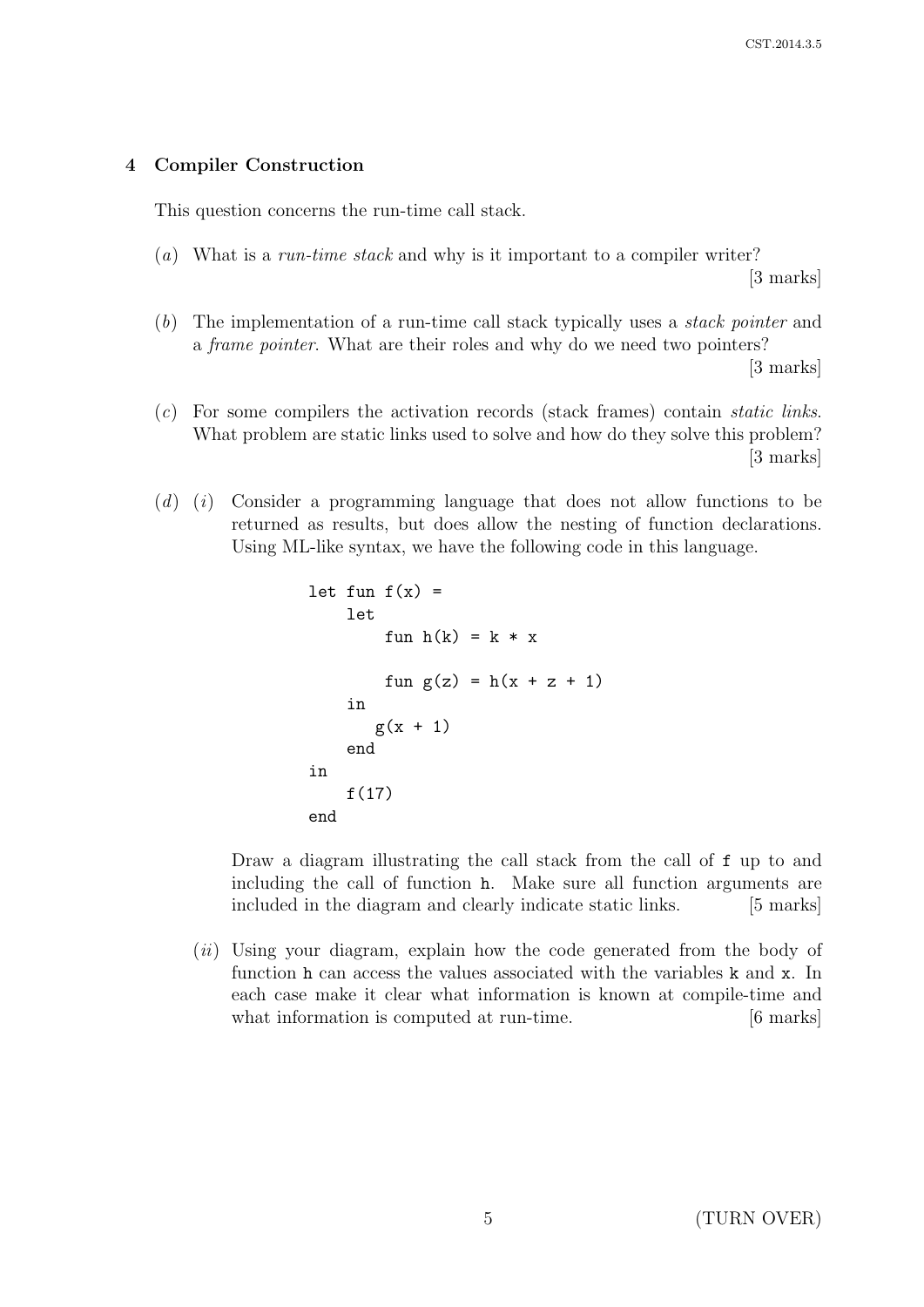## 4 Compiler Construction

This question concerns the run-time call stack.

(*a*) What is a *run-time stack* and why is it important to a compiler writer? [3 marks]

(*b*) The implementation of a run-time call stack typically uses a *stack pointer* and a *frame pointer*. What are their roles and why do we need two pointers? [3 marks]

(*c*) For some compilers the activation records (stack frames) contain *static links*. What problem are static links used to solve and how do they solve this problem? [3 marks]

(*d*) (*i*) Consider a programming language that does not allow functions to be returned as results, but does allow the nesting of function declarations. Using ML-like syntax, we have the following code in this language.

```
let fun f(x) =
    let
        fun h(k) = k * x

        fun g(z) = h(x + z + 1)
    in
       g(x + 1)
    end
in
    f(17)
end
```

Draw a diagram illustrating the call stack from the call of f up to and including the call of function h. Make sure all function arguments are included in the diagram and clearly indicate static links. [5 marks]

(*ii*) Using your diagram, explain how the code generated from the body of function h can access the values associated with the variables k and x. In each case make it clear what information is known at compile-time and what information is computed at run-time. [6 marks]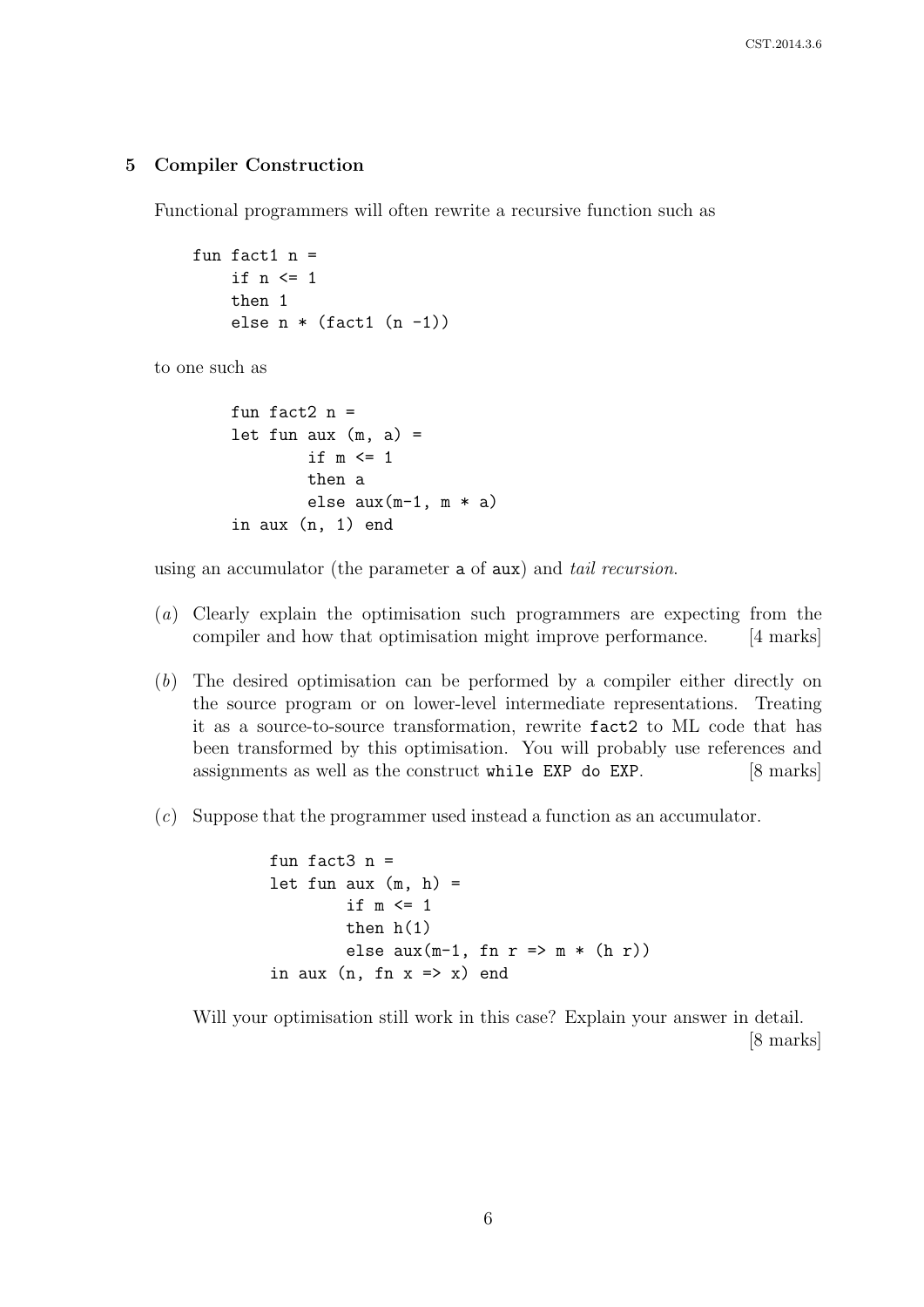## 5 Compiler Construction

Functional programmers will often rewrite a recursive function such as

```
fun fact1 n =
    if n <= 1
    then 1
    else n * (fact1 (n -1))
```

to one such as

```
fun fact2 n =
let fun aux (m, a) =
        if m <= 1
        then a
        else aux(m-1, m * a)
in aux (n, 1) end
```

using an accumulator (the parameter `a` of `aux`) and *tail recursion*.

(*a*) Clearly explain the optimisation such programmers are expecting from the compiler and how that optimisation might improve performance. [4 marks]

(*b*) The desired optimisation can be performed by a compiler either directly on the source program or on lower-level intermediate representations. Treating it as a source-to-source transformation, rewrite `fact2` to ML code that has been transformed by this optimisation. You will probably use references and assignments as well as the construct `while EXP do EXP`. [8 marks]

(*c*) Suppose that the programmer used instead a function as an accumulator.

```
fun fact3 n =
let fun aux (m, h) =
        if m <= 1
        then h(1)
        else aux(m-1, fn r => m * (h r))
in aux (n, fn x => x) end
```

Will your optimisation still work in this case? Explain your answer in detail. [8 marks]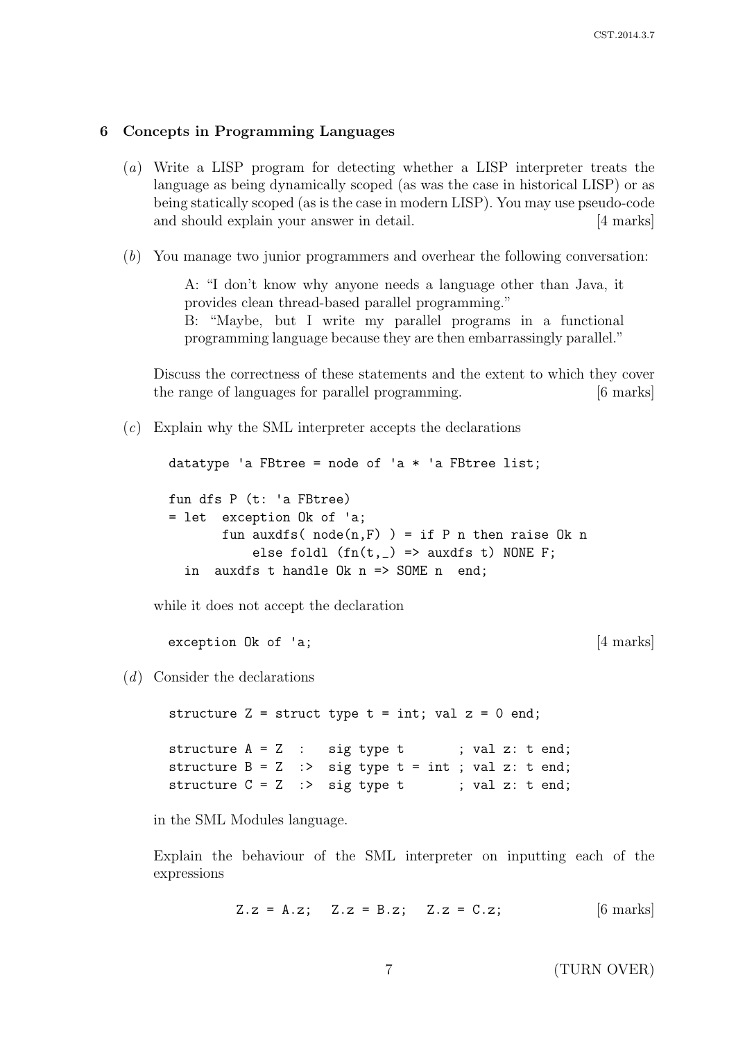## 6 Concepts in Programming Languages

(*a*) Write a LISP program for detecting whether a LISP interpreter treats the language as being dynamically scoped (as was the case in historical LISP) or as being statically scoped (as is the case in modern LISP). You may use pseudo-code and should explain your answer in detail. [4 marks]

(*b*) You manage two junior programmers and overhear the following conversation:

> A: "I don't know why anyone needs a language other than Java, it provides clean thread-based parallel programming."
> B: "Maybe, but I write my parallel programs in a functional programming language because they are then embarrassingly parallel."

Discuss the correctness of these statements and the extent to which they cover the range of languages for parallel programming. [6 marks]

(*c*) Explain why the SML interpreter accepts the declarations

```
datatype 'a FBtree = node of 'a * 'a FBtree list;

fun dfs P (t: 'a FBtree)
= let  exception Ok of 'a;
       fun auxdfs( node(n,F) ) = if P n then raise Ok n
           else foldl (fn(t,_) => auxdfs t) NONE F;
  in  auxdfs t handle Ok n => SOME n  end;
```

while it does not accept the declaration

```
exception Ok of 'a;
```

[4 marks]

(*d*) Consider the declarations

```
structure Z = struct type t = int; val z = 0 end;

structure A = Z  :   sig type t       ; val z: t end;
structure B = Z  :>  sig type t = int ; val z: t end;
structure C = Z  :>  sig type t       ; val z: t end;
```

in the SML Modules language.

Explain the behaviour of the SML interpreter on inputting each of the expressions

```
Z.z = A.z;   Z.z = B.z;   Z.z = C.z;
```

[6 marks]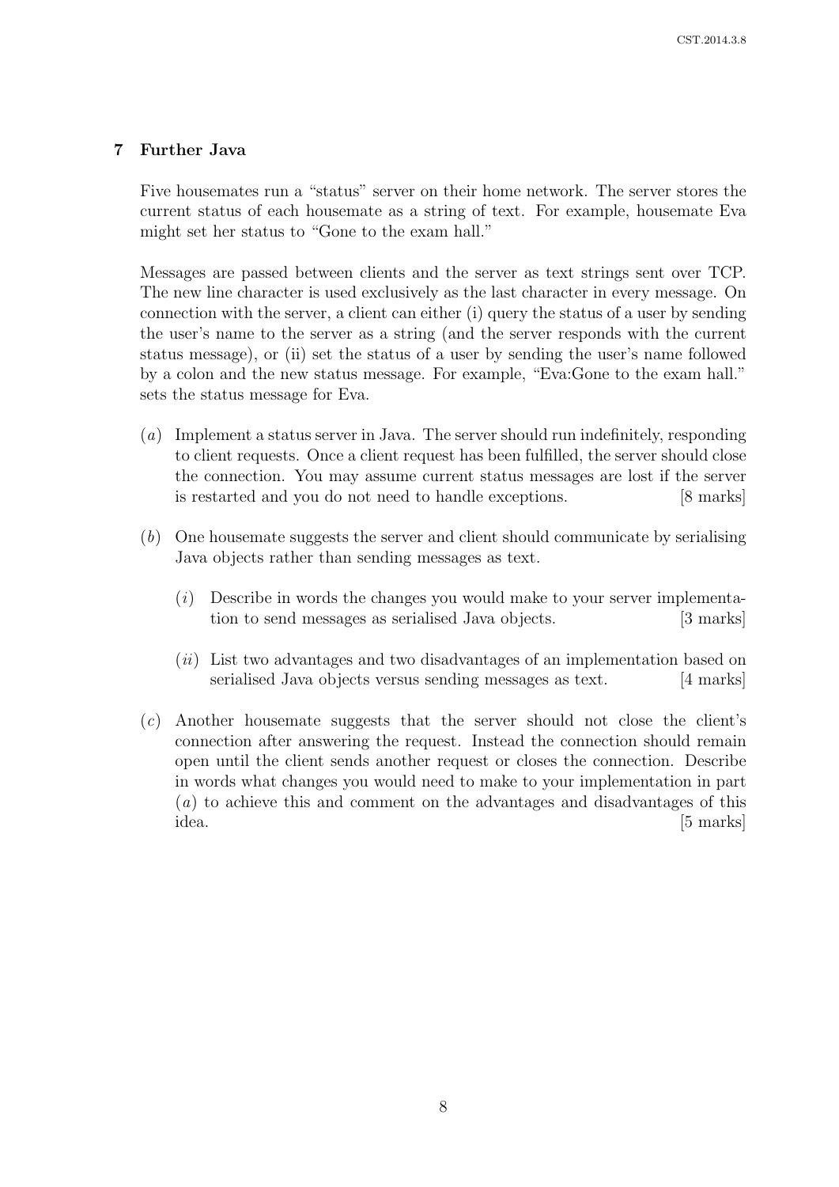## 7 Further Java

Five housemates run a "status" server on their home network. The server stores the current status of each housemate as a string of text. For example, housemate Eva might set her status to "Gone to the exam hall."

Messages are passed between clients and the server as text strings sent over TCP. The new line character is used exclusively as the last character in every message. On connection with the server, a client can either (i) query the status of a user by sending the user's name to the server as a string (and the server responds with the current status message), or (ii) set the status of a user by sending the user's name followed by a colon and the new status message. For example, "Eva:Gone to the exam hall." sets the status message for Eva.

(*a*) Implement a status server in Java. The server should run indefinitely, responding to client requests. Once a client request has been fulfilled, the server should close the connection. You may assume current status messages are lost if the server is restarted and you do not need to handle exceptions. [8 marks]

(*b*) One housemate suggests the server and client should communicate by serialising Java objects rather than sending messages as text.

(*i*) Describe in words the changes you would make to your server implementation to send messages as serialised Java objects. [3 marks]

(*ii*) List two advantages and two disadvantages of an implementation based on serialised Java objects versus sending messages as text. [4 marks]

(*c*) Another housemate suggests that the server should not close the client's connection after answering the request. Instead the connection should remain open until the client sends another request or closes the connection. Describe in words what changes you would need to make to your implementation in part (*a*) to achieve this and comment on the advantages and disadvantages of this idea. [5 marks]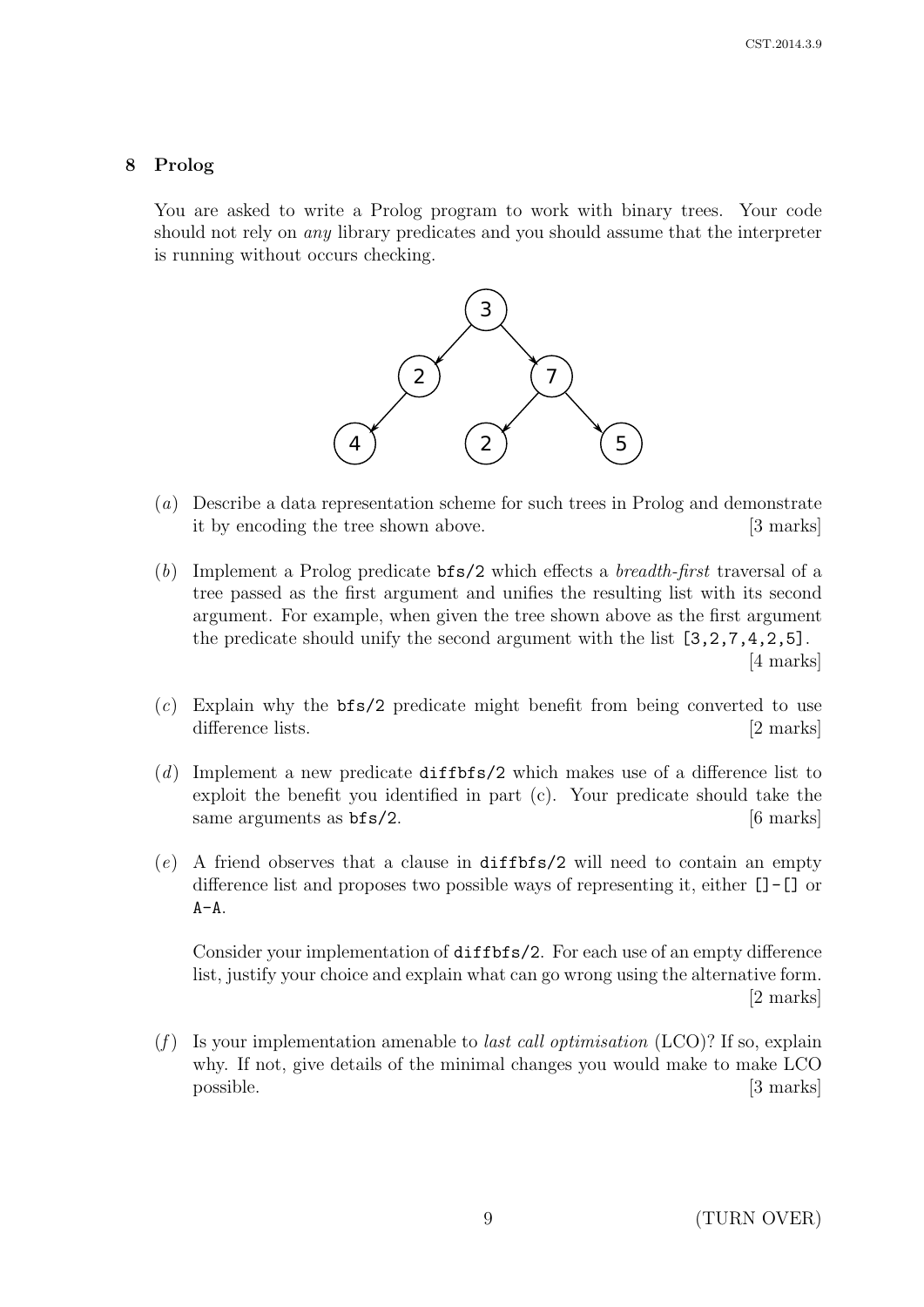## 8 Prolog

You are asked to write a Prolog program to work with binary trees. Your code should not rely on *any* library predicates and you should assume that the interpreter is running without occurs checking.

(*a*) Describe a data representation scheme for such trees in Prolog and demonstrate it by encoding the tree shown above. [3 marks]

(*b*) Implement a Prolog predicate `bfs/2` which effects a *breadth-first* traversal of a tree passed as the first argument and unifies the resulting list with its second argument. For example, when given the tree shown above as the first argument the predicate should unify the second argument with the list `[3,2,7,4,2,5]`. [4 marks]

(*c*) Explain why the `bfs/2` predicate might benefit from being converted to use difference lists. [2 marks]

(*d*) Implement a new predicate `diffbfs/2` which makes use of a difference list to exploit the benefit you identified in part (c). Your predicate should take the same arguments as `bfs/2`. [6 marks]

(*e*) A friend observes that a clause in `diffbfs/2` will need to contain an empty difference list and proposes two possible ways of representing it, either `[]-[]` or `A-A`.

Consider your implementation of `diffbfs/2`. For each use of an empty difference list, justify your choice and explain what can go wrong using the alternative form. [2 marks]

(*f*) Is your implementation amenable to *last call optimisation* (LCO)? If so, explain why. If not, give details of the minimal changes you would make to make LCO possible. [3 marks]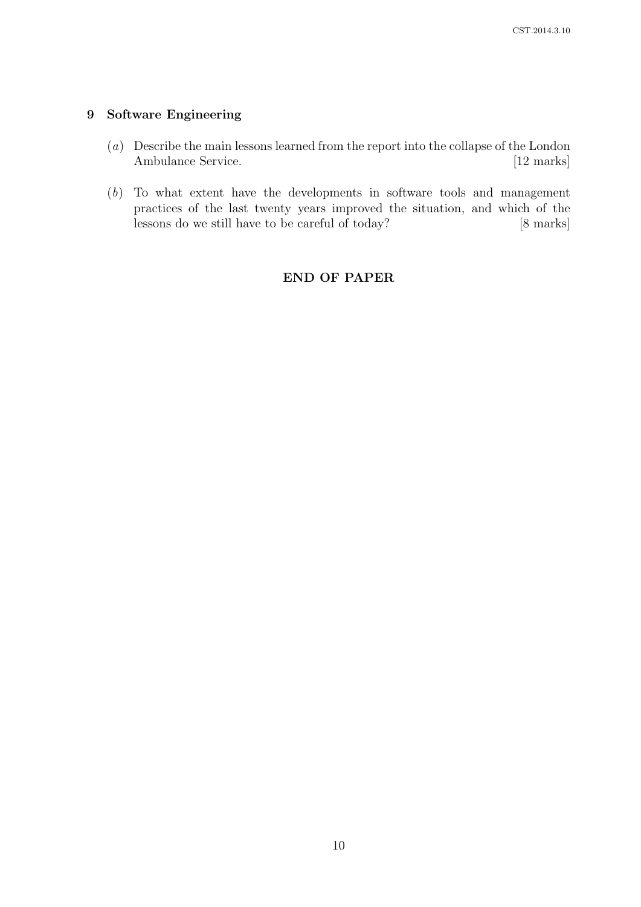## 9 Software Engineering

(*a*) Describe the main lessons learned from the report into the collapse of the London Ambulance Service. [12 marks]

(*b*) To what extent have the developments in software tools and management practices of the last twenty years improved the situation, and which of the lessons do we still have to be careful of today? [8 marks]

**END OF PAPER**